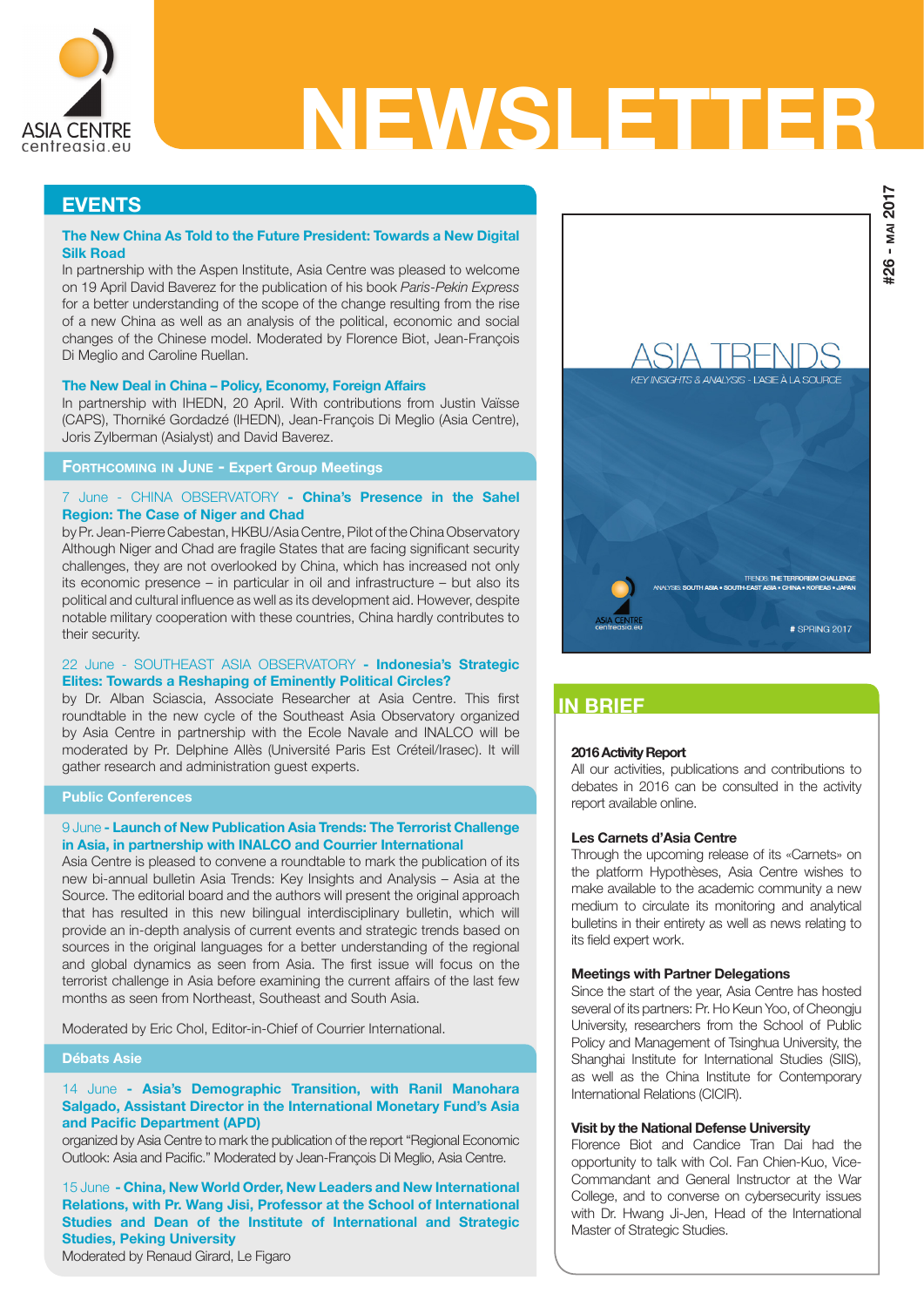# NEWSLETTER

#26 - MAI 2017

## EVENTS

**The New China As Told to the Future President: Towards a New Digital Silk Road**

In partnership with the Aspen Institute, Asia Centre was pleased to welcome on 19 April David Baverez for the publication of his book *Paris-Pekin Express* for a better understanding of the scope of the change resulting from the rise of a new China as well as an analysis of the political, economic and social changes of the Chinese model. Moderated by Florence Biot, Jean-François Di Meglio and Caroline Ruellan.

**The New Deal in China – Policy, Economy, Foreign Affairs**

In partnership with IHEDN, 20 April. With contributions from Justin Vaïsse (CAPS), Thorniké Gordadzé (IHEDN), Jean-François Di Meglio (Asia Centre), Joris Zylberman (Asialyst) and David Baverez.

### Forthcoming in June - Expert Group Meetings

7 June - CHINA OBSERVATORY - **China's Presence in the Sahel Region: The Case of Niger and Chad**

by Pr. Jean-Pierre Cabestan, HKBU/Asia Centre, Pilot of the China Observatory Although Niger and Chad are fragile States that are facing significant security challenges, they are not overlooked by China, which has increased not only its economic presence – in particular in oil and infrastructure – but also its political and cultural influence as well as its development aid. However, despite notable military cooperation with these countries, China hardly contributes to their security.

22 June - SOUTHEAST ASIA OBSERVATORY - **Indonesia's Strategic Elites: Towards a Reshaping of Eminently Political Circles?**

by Dr. Alban Sciascia, Associate Researcher at Asia Centre. This first roundtable in the new cycle of the Southeast Asia Observatory organized by Asia Centre in partnership with the Ecole Navale and INALCO will be moderated by Pr. Delphine Allès (Université Paris Est Créteil/Irasec). It will gather research and administration guest experts.

### Public Conferences

9 June - **Launch of New Publication Asia Trends: The Terrorist Challenge in Asia, in partnership with INALCO and Courrier International**

Asia Centre is pleased to convene a roundtable to mark the publication of its new bi-annual bulletin Asia Trends: Key Insights and Analysis – Asia at the Source. The editorial board and the authors will present the original approach that has resulted in this new bilingual interdisciplinary bulletin, which will provide an in-depth analysis of current events and strategic trends based on sources in the original languages for a better understanding of the regional and global dynamics as seen from Asia. The first issue will focus on the terrorist challenge in Asia before examining the current affairs of the last few months as seen from Northeast, Southeast and South Asia.

Moderated by Eric Chol, Editor-in-Chief of Courrier International.

### Débats Asie

14 June - **Asia's Demographic Transition, with Ranil Manohara Salgado, Assistant Director in the International Monetary Fund's Asia and Pacific Department (APD)**

organized by Asia Centre to mark the publication of the report "Regional Economic Outlook: Asia and Pacific." Moderated by Jean-François Di Meglio, Asia Centre.

15 June - **China, New World Order, New Leaders and New International Relations, with Pr. Wang Jisi, Professor at the School of International Studies and Dean of the Institute of International and Strategic Studies, Peking University**

Moderated by Renaud Girard, Le Figaro

ASIA TRENDS
KEY INSIGHTS & ANALYSIS - L'ASIE À LA SOURCE
TRENDS: THE TERRORISM CHALLENGE
ANALYSIS: SOUTH ASIA • SOUTH-EAST ASIA • CHINA • KOREAS • JAPAN
# SPRING 2017

## IN BRIEF

**2016 Activity Report**

All our activities, publications and contributions to debates in 2016 can be consulted in the activity report available online.

**Les Carnets d'Asia Centre**

Through the upcoming release of its «Carnets» on the platform Hypothèses, Asia Centre wishes to make available to the academic community a new medium to circulate its monitoring and analytical bulletins in their entirety as well as news relating to its field expert work.

**Meetings with Partner Delegations**

Since the start of the year, Asia Centre has hosted several of its partners: Pr. Ho Keun Yoo, of Cheongju University, researchers from the School of Public Policy and Management of Tsinghua University, the Shanghai Institute for International Studies (SIIS), as well as the China Institute for Contemporary International Relations (CICIR).

**Visit by the National Defense University**

Florence Biot and Candice Tran Dai had the opportunity to talk with Col. Fan Chien-Kuo, Vice-Commandant and General Instructor at the War College, and to converse on cybersecurity issues with Dr. Hwang Ji-Jen, Head of the International Master of Strategic Studies.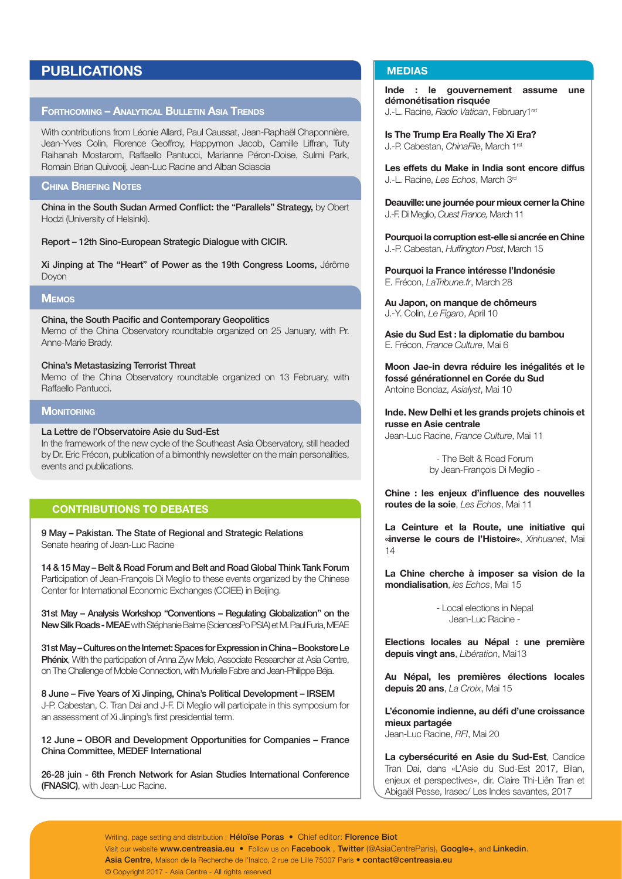## PUBLICATIONS

### Forthcoming – Analytical Bulletin Asia Trends

With contributions from Léonie Allard, Paul Caussat, Jean-Raphaël Chaponnière, Jean-Yves Colin, Florence Geoffroy, Happymon Jacob, Camille Liffran, Tuty Raihanah Mostarom, Raffaello Pantucci, Marianne Péron-Doise, Sulmi Park, Romain Brian Quivooij, Jean-Luc Racine and Alban Sciascia

### China Briefing Notes

**China in the South Sudan Armed Conflict: the "Parallels" Strategy,** by Obert Hodzi (University of Helsinki).

**Report – 12th Sino-European Strategic Dialogue with CICIR.**

**Xi Jinping at The "Heart" of Power as the 19th Congress Looms,** Jérôme Doyon

### Memos

**China, the South Pacific and Contemporary Geopolitics**
Memo of the China Observatory roundtable organized on 25 January, with Pr. Anne-Marie Brady.

**China's Metastasizing Terrorist Threat**
Memo of the China Observatory roundtable organized on 13 February, with Raffaello Pantucci.

### Monitoring

**La Lettre de l'Observatoire Asie du Sud-Est**
In the framework of the new cycle of the Southeast Asia Observatory, still headed by Dr. Eric Frécon, publication of a bimonthly newsletter on the main personalities, events and publications.

## CONTRIBUTIONS TO DEBATES

**9 May – Pakistan. The State of Regional and Strategic Relations**
Senate hearing of Jean-Luc Racine

**14 & 15 May – Belt & Road Forum and Belt and Road Global Think Tank Forum**
Participation of Jean-François Di Meglio to these events organized by the Chinese Center for International Economic Exchanges (CCIEE) in Beijing.

**31st May – Analysis Workshop "Conventions – Regulating Globalization" on the New Silk Roads - MEAE** with Stéphanie Balme (SciencesPo PSIA) et M. Paul Furia, MEAE

**31st May – Cultures on the Internet: Spaces for Expression in China – Bookstore Le Phénix**, With the participation of Anna Zyw Melo, Associate Researcher at Asia Centre, on The Challenge of Mobile Connection, with Murielle Fabre and Jean-Philippe Béja.

**8 June – Five Years of Xi Jinping, China's Political Development – IRSEM**
J-P. Cabestan, C. Tran Dai and J-F. Di Meglio will participate in this symposium for an assessment of Xi Jinping's first presidential term.

**12 June – OBOR and Development Opportunities for Companies – France China Committee, MEDEF International**

**26-28 juin - 6th French Network for Asian Studies International Conference (FNASIC)**, with Jean-Luc Racine.

## MEDIAS

**Inde : le gouvernement assume une démonétisation risquée**
J.-L. Racine, *Radio Vatican*, February1rst

**Is The Trump Era Really The Xi Era?**
J.-P. Cabestan, *ChinaFile*, March 1rst

**Les effets du Make in India sont encore diffus**
J.-L. Racine, *Les Echos*, March 3rd

**Deauville: une journée pour mieux cerner la Chine**
J.-F. Di Meglio, *Ouest France,* March 11

**Pourquoi la corruption est-elle si ancrée en Chine**
J.-P. Cabestan, *Huffington Post*, March 15

**Pourquoi la France intéresse l'Indonésie**
E. Frécon, *LaTribune.fr*, March 28

**Au Japon, on manque de chômeurs**
J.-Y. Colin, *Le Figaro*, April 10

**Asie du Sud Est : la diplomatie du bambou**
E. Frécon, *France Culture*, Mai 6

**Moon Jae-in devra réduire les inégalités et le fossé générationnel en Corée du Sud**
Antoine Bondaz, *Asialyst*, Mai 10

**Inde. New Delhi et les grands projets chinois et russe en Asie centrale**
Jean-Luc Racine, *France Culture*, Mai 11

- The Belt & Road Forum
by Jean-François Di Meglio -

**Chine : les enjeux d'influence des nouvelles routes de la soie**, *Les Echos*, Mai 11

**La Ceinture et la Route, une initiative qui «inverse le cours de l'Histoire»**, *Xinhuanet*, Mai 14

**La Chine cherche à imposer sa vision de la mondialisation**, *les Echos*, Mai 15

- Local elections in Nepal
Jean-Luc Racine -

**Elections locales au Népal : une première depuis vingt ans**, *Libération*, Mai13

**Au Népal, les premières élections locales depuis 20 ans**, *La Croix*, Mai 15

**L'économie indienne, au défi d'une croissance mieux partagée**
Jean-Luc Racine, *RFI*, Mai 20

**La cybersécurité en Asie du Sud-Est**, Candice Tran Dai, dans «L'Asie du Sud-Est 2017, Bilan, enjeux et perspectives», dir. Claire Thi-Liên Tran et Abigaël Pesse, Irasec/ Les Indes savantes, 2017

---

Writing, page setting and distribution : **Héloïse Poras** • Chief editor: **Florence Biot**
Visit our website **www.centreasia.eu** • Follow us on **Facebook** , **Twitter** (@AsiaCentreParis), **Google+**, and **Linkedin**.
**Asia Centre**, Maison de la Recherche de l'Inalco, 2 rue de Lille 75007 Paris • **contact@centreasia.eu**
© Copyright 2017 - Asia Centre - All rights reserved